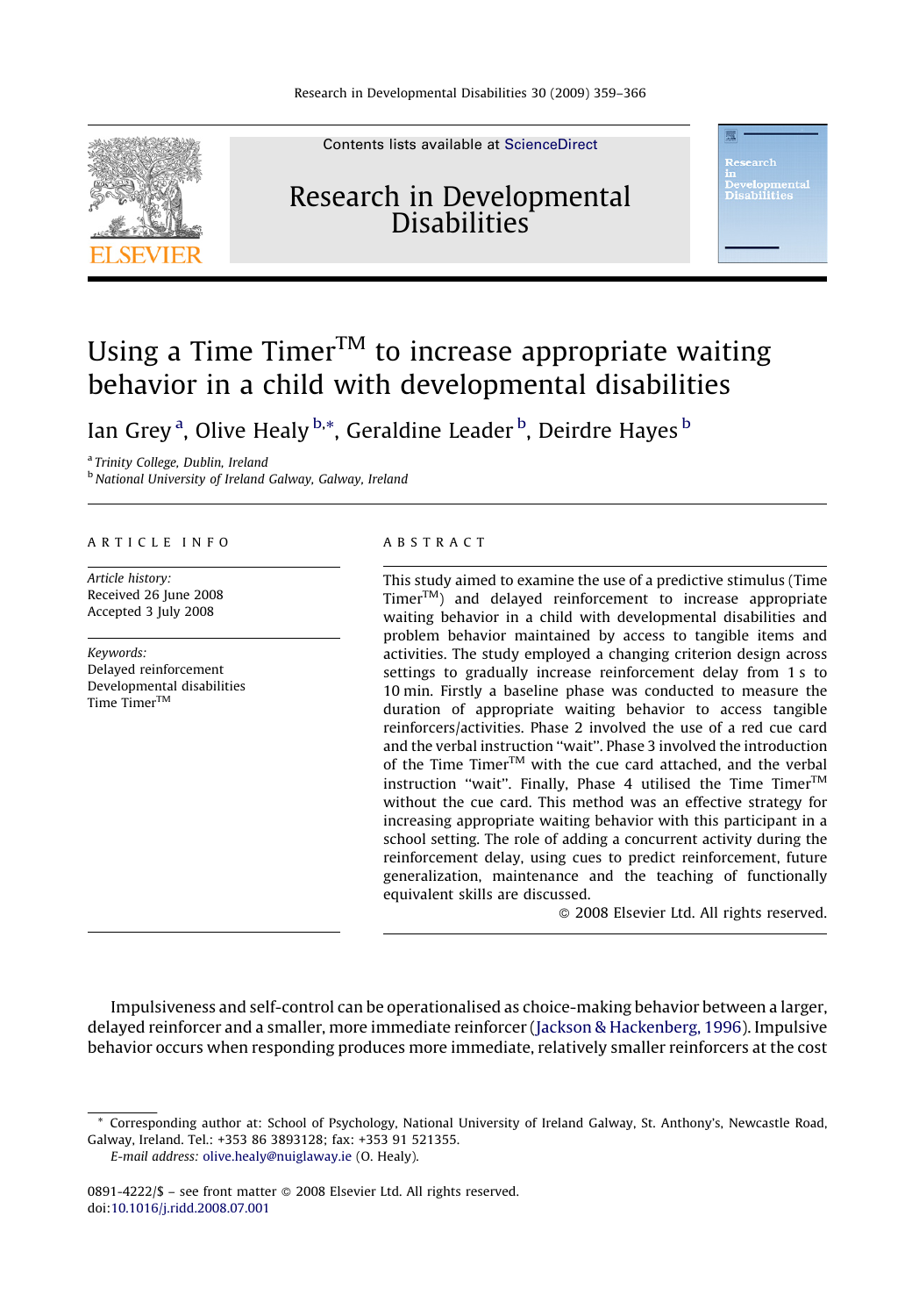# Using a Time Timer™ to increase appropriate waiting behavior in a child with developmental disabilities

Ian Grey [a], Olive Healy [b,*], Geraldine Leader [b], Deirdre Hayes [b]

[a] Trinity College, Dublin, Ireland
[b] National University of Ireland Galway, Galway, Ireland

ARTICLE INFO

*Article history:*
Received 26 June 2008
Accepted 3 July 2008

*Keywords:*
Delayed reinforcement
Developmental disabilities
Time Timer™

ABSTRACT

This study aimed to examine the use of a predictive stimulus (Time Timer™) and delayed reinforcement to increase appropriate waiting behavior in a child with developmental disabilities and problem behavior maintained by access to tangible items and activities. The study employed a changing criterion design across settings to gradually increase reinforcement delay from 1 s to 10 min. Firstly a baseline phase was conducted to measure the duration of appropriate waiting behavior to access tangible reinforcers/activities. Phase 2 involved the use of a red cue card and the verbal instruction "wait". Phase 3 involved the introduction of the Time Timer™ with the cue card attached, and the verbal instruction "wait". Finally, Phase 4 utilised the Time Timer™ without the cue card. This method was an effective strategy for increasing appropriate waiting behavior with this participant in a school setting. The role of adding a concurrent activity during the reinforcement delay, using cues to predict reinforcement, future generalization, maintenance and the teaching of functionally equivalent skills are discussed.

© 2008 Elsevier Ltd. All rights reserved.

Impulsiveness and self-control can be operationalised as choice-making behavior between a larger, delayed reinforcer and a smaller, more immediate reinforcer (Jackson & Hackenberg, 1996). Impulsive behavior occurs when responding produces more immediate, relatively smaller reinforcers at the cost

---

* Corresponding author at: School of Psychology, National University of Ireland Galway, St. Anthony's, Newcastle Road, Galway, Ireland. Tel.: +353 86 3893128; fax: +353 91 521355.
*E-mail address:* olive.healy@nuigalway.ie (O. Healy).

0891-4222/$ – see front matter © 2008 Elsevier Ltd. All rights reserved.
doi:10.1016/j.ridd.2008.07.001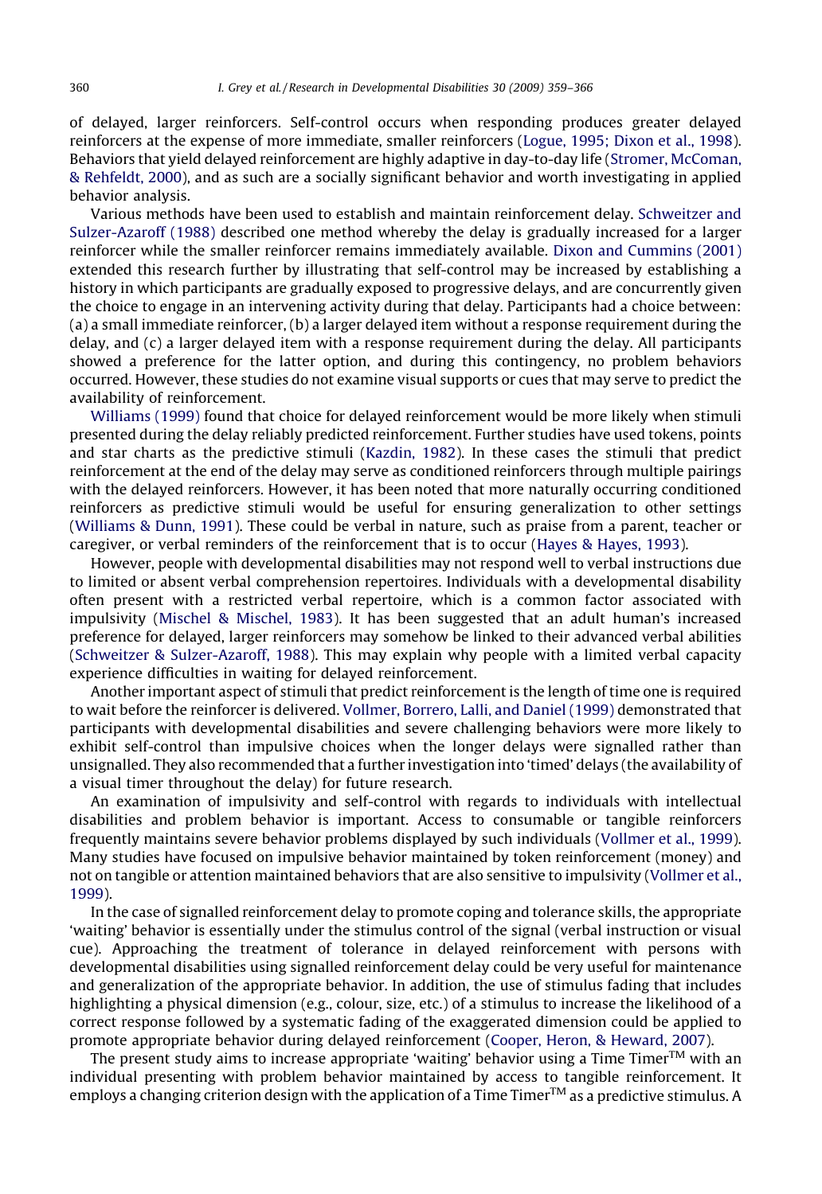of delayed, larger reinforcers. Self-control occurs when responding produces greater delayed reinforcers at the expense of more immediate, smaller reinforcers (Logue, 1995; Dixon et al., 1998). Behaviors that yield delayed reinforcement are highly adaptive in day-to-day life (Stromer, McComan, & Rehfeldt, 2000), and as such are a socially significant behavior and worth investigating in applied behavior analysis.

Various methods have been used to establish and maintain reinforcement delay. Schweitzer and Sulzer-Azaroff (1988) described one method whereby the delay is gradually increased for a larger reinforcer while the smaller reinforcer remains immediately available. Dixon and Cummins (2001) extended this research further by illustrating that self-control may be increased by establishing a history in which participants are gradually exposed to progressive delays, and are concurrently given the choice to engage in an intervening activity during that delay. Participants had a choice between: (a) a small immediate reinforcer, (b) a larger delayed item without a response requirement during the delay, and (c) a larger delayed item with a response requirement during the delay. All participants showed a preference for the latter option, and during this contingency, no problem behaviors occurred. However, these studies do not examine visual supports or cues that may serve to predict the availability of reinforcement.

Williams (1999) found that choice for delayed reinforcement would be more likely when stimuli presented during the delay reliably predicted reinforcement. Further studies have used tokens, points and star charts as the predictive stimuli (Kazdin, 1982). In these cases the stimuli that predict reinforcement at the end of the delay may serve as conditioned reinforcers through multiple pairings with the delayed reinforcers. However, it has been noted that more naturally occurring conditioned reinforcers as predictive stimuli would be useful for ensuring generalization to other settings (Williams & Dunn, 1991). These could be verbal in nature, such as praise from a parent, teacher or caregiver, or verbal reminders of the reinforcement that is to occur (Hayes & Hayes, 1993).

However, people with developmental disabilities may not respond well to verbal instructions due to limited or absent verbal comprehension repertoires. Individuals with a developmental disability often present with a restricted verbal repertoire, which is a common factor associated with impulsivity (Mischel & Mischel, 1983). It has been suggested that an adult human's increased preference for delayed, larger reinforcers may somehow be linked to their advanced verbal abilities (Schweitzer & Sulzer-Azaroff, 1988). This may explain why people with a limited verbal capacity experience difficulties in waiting for delayed reinforcement.

Another important aspect of stimuli that predict reinforcement is the length of time one is required to wait before the reinforcer is delivered. Vollmer, Borrero, Lalli, and Daniel (1999) demonstrated that participants with developmental disabilities and severe challenging behaviors were more likely to exhibit self-control than impulsive choices when the longer delays were signalled rather than unsignalled. They also recommended that a further investigation into 'timed' delays (the availability of a visual timer throughout the delay) for future research.

An examination of impulsivity and self-control with regards to individuals with intellectual disabilities and problem behavior is important. Access to consumable or tangible reinforcers frequently maintains severe behavior problems displayed by such individuals (Vollmer et al., 1999). Many studies have focused on impulsive behavior maintained by token reinforcement (money) and not on tangible or attention maintained behaviors that are also sensitive to impulsivity (Vollmer et al., 1999).

In the case of signalled reinforcement delay to promote coping and tolerance skills, the appropriate 'waiting' behavior is essentially under the stimulus control of the signal (verbal instruction or visual cue). Approaching the treatment of tolerance in delayed reinforcement with persons with developmental disabilities using signalled reinforcement delay could be very useful for maintenance and generalization of the appropriate behavior. In addition, the use of stimulus fading that includes highlighting a physical dimension (e.g., colour, size, etc.) of a stimulus to increase the likelihood of a correct response followed by a systematic fading of the exaggerated dimension could be applied to promote appropriate behavior during delayed reinforcement (Cooper, Heron, & Heward, 2007).

The present study aims to increase appropriate 'waiting' behavior using a Time Timer™ with an individual presenting with problem behavior maintained by access to tangible reinforcement. It employs a changing criterion design with the application of a Time Timer™ as a predictive stimulus. A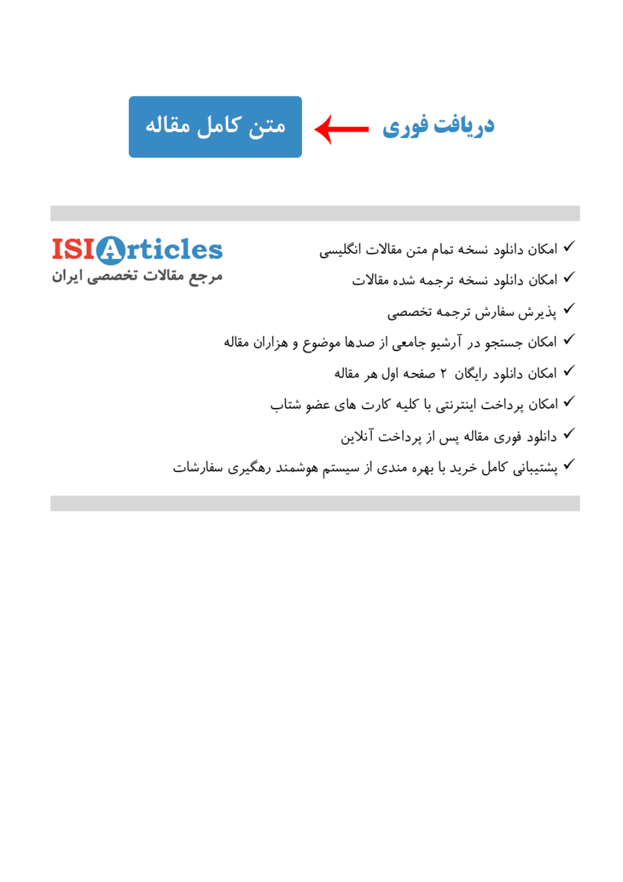**دریافت فوری** ← **متن کامل مقاله**

**ISIArticles**
مرجع مقالات تخصصی ایران

- ✓ امکان دانلود نسخه تمام متن مقالات انگلیسی
- ✓ امکان دانلود نسخه ترجمه شده مقالات
- ✓ پذیرش سفارش ترجمه تخصصی
- ✓ امکان جستجو در آرشیو جامعی از صدها موضوع و هزاران مقاله
- ✓ امکان دانلود رایگان ۲ صفحه اول هر مقاله
- ✓ امکان پرداخت اینترنتی با کلیه کارت های عضو شتاب
- ✓ دانلود فوری مقاله پس از پرداخت آنلاین
- ✓ پشتیبانی کامل خرید با بهره مندی از سیستم هوشمند رهگیری سفارشات